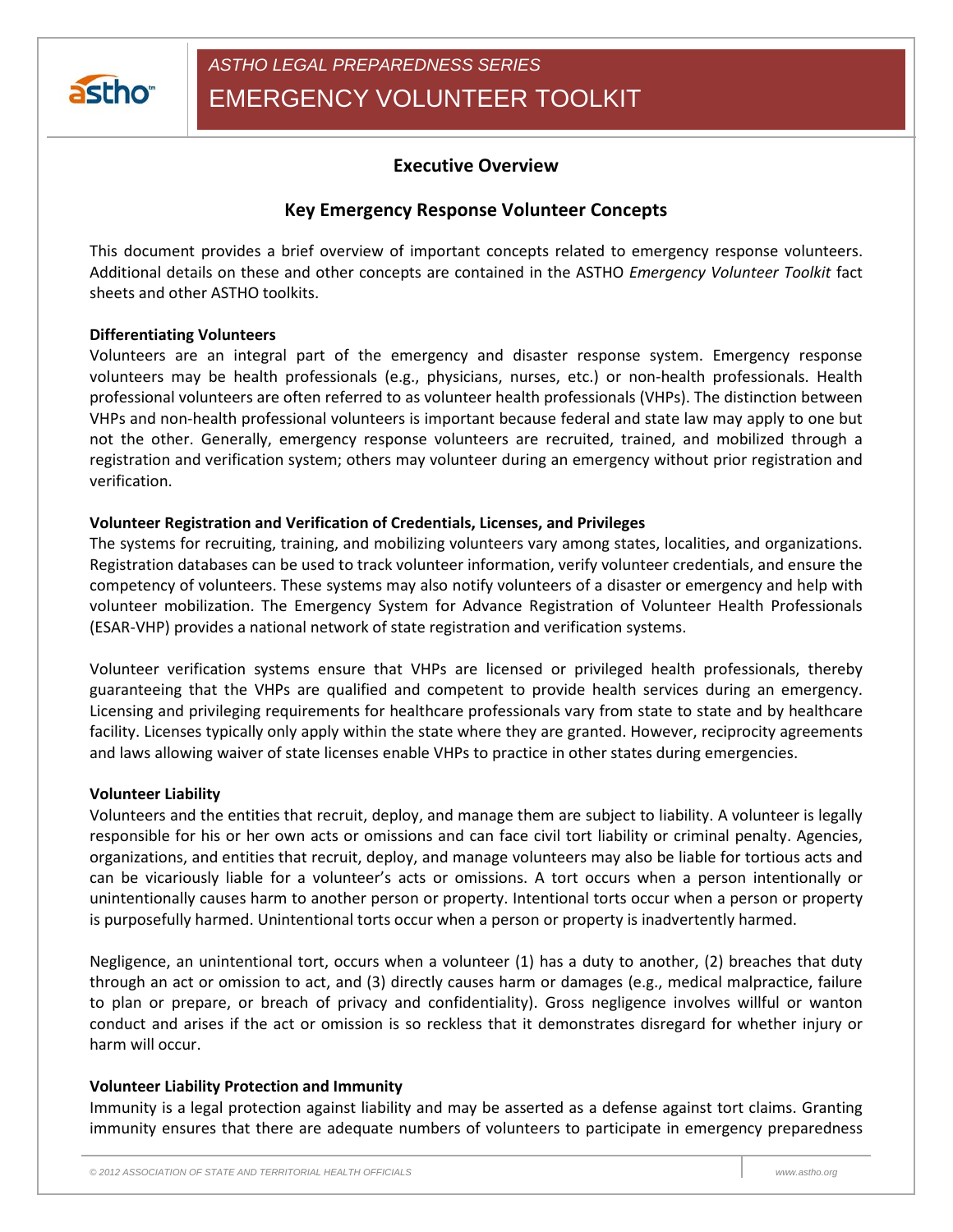*ASTHO LEGAL PREPAREDNESS SERIES*

# EMERGENCY VOLUNTEER TOOLKIT

## Executive Overview

## Key Emergency Response Volunteer Concepts

This document provides a brief overview of important concepts related to emergency response volunteers. Additional details on these and other concepts are contained in the ASTHO *Emergency Volunteer Toolkit* fact sheets and other ASTHO toolkits.

**Differentiating Volunteers**

Volunteers are an integral part of the emergency and disaster response system. Emergency response volunteers may be health professionals (e.g., physicians, nurses, etc.) or non-health professionals. Health professional volunteers are often referred to as volunteer health professionals (VHPs). The distinction between VHPs and non-health professional volunteers is important because federal and state law may apply to one but not the other. Generally, emergency response volunteers are recruited, trained, and mobilized through a registration and verification system; others may volunteer during an emergency without prior registration and verification.

**Volunteer Registration and Verification of Credentials, Licenses, and Privileges**

The systems for recruiting, training, and mobilizing volunteers vary among states, localities, and organizations. Registration databases can be used to track volunteer information, verify volunteer credentials, and ensure the competency of volunteers. These systems may also notify volunteers of a disaster or emergency and help with volunteer mobilization. The Emergency System for Advance Registration of Volunteer Health Professionals (ESAR-VHP) provides a national network of state registration and verification systems.

Volunteer verification systems ensure that VHPs are licensed or privileged health professionals, thereby guaranteeing that the VHPs are qualified and competent to provide health services during an emergency. Licensing and privileging requirements for healthcare professionals vary from state to state and by healthcare facility. Licenses typically only apply within the state where they are granted. However, reciprocity agreements and laws allowing waiver of state licenses enable VHPs to practice in other states during emergencies.

**Volunteer Liability**

Volunteers and the entities that recruit, deploy, and manage them are subject to liability. A volunteer is legally responsible for his or her own acts or omissions and can face civil tort liability or criminal penalty. Agencies, organizations, and entities that recruit, deploy, and manage volunteers may also be liable for tortious acts and can be vicariously liable for a volunteer's acts or omissions. A tort occurs when a person intentionally or unintentionally causes harm to another person or property. Intentional torts occur when a person or property is purposefully harmed. Unintentional torts occur when a person or property is inadvertently harmed.

Negligence, an unintentional tort, occurs when a volunteer (1) has a duty to another, (2) breaches that duty through an act or omission to act, and (3) directly causes harm or damages (e.g., medical malpractice, failure to plan or prepare, or breach of privacy and confidentiality). Gross negligence involves willful or wanton conduct and arises if the act or omission is so reckless that it demonstrates disregard for whether injury or harm will occur.

**Volunteer Liability Protection and Immunity**

Immunity is a legal protection against liability and may be asserted as a defense against tort claims. Granting immunity ensures that there are adequate numbers of volunteers to participate in emergency preparedness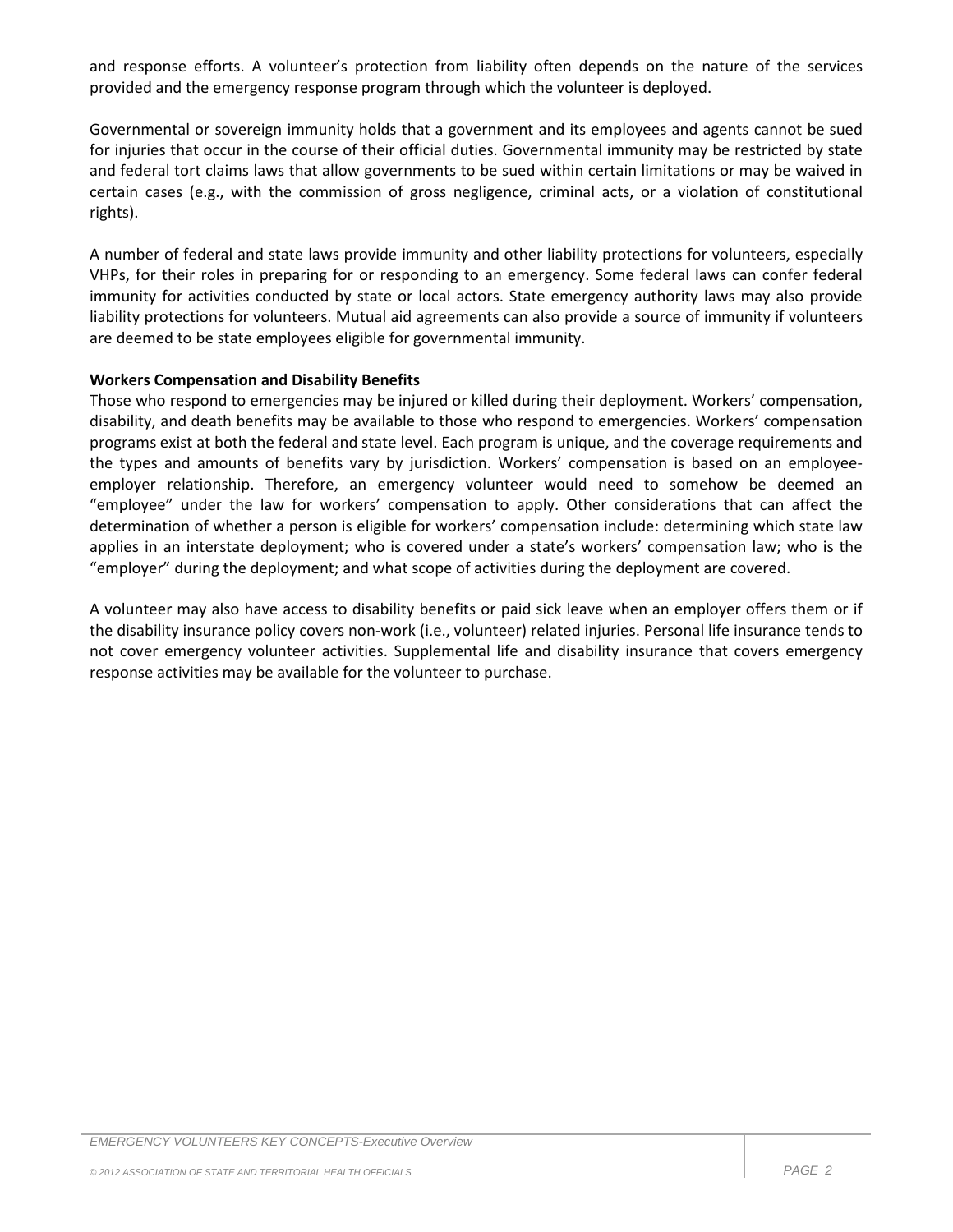and response efforts. A volunteer's protection from liability often depends on the nature of the services provided and the emergency response program through which the volunteer is deployed.

Governmental or sovereign immunity holds that a government and its employees and agents cannot be sued for injuries that occur in the course of their official duties. Governmental immunity may be restricted by state and federal tort claims laws that allow governments to be sued within certain limitations or may be waived in certain cases (e.g., with the commission of gross negligence, criminal acts, or a violation of constitutional rights).

A number of federal and state laws provide immunity and other liability protections for volunteers, especially VHPs, for their roles in preparing for or responding to an emergency. Some federal laws can confer federal immunity for activities conducted by state or local actors. State emergency authority laws may also provide liability protections for volunteers. Mutual aid agreements can also provide a source of immunity if volunteers are deemed to be state employees eligible for governmental immunity.

**Workers Compensation and Disability Benefits**

Those who respond to emergencies may be injured or killed during their deployment. Workers' compensation, disability, and death benefits may be available to those who respond to emergencies. Workers' compensation programs exist at both the federal and state level. Each program is unique, and the coverage requirements and the types and amounts of benefits vary by jurisdiction. Workers' compensation is based on an employee-employer relationship. Therefore, an emergency volunteer would need to somehow be deemed an "employee" under the law for workers' compensation to apply. Other considerations that can affect the determination of whether a person is eligible for workers' compensation include: determining which state law applies in an interstate deployment; who is covered under a state's workers' compensation law; who is the "employer" during the deployment; and what scope of activities during the deployment are covered.

A volunteer may also have access to disability benefits or paid sick leave when an employer offers them or if the disability insurance policy covers non-work (i.e., volunteer) related injuries. Personal life insurance tends to not cover emergency volunteer activities. Supplemental life and disability insurance that covers emergency response activities may be available for the volunteer to purchase.